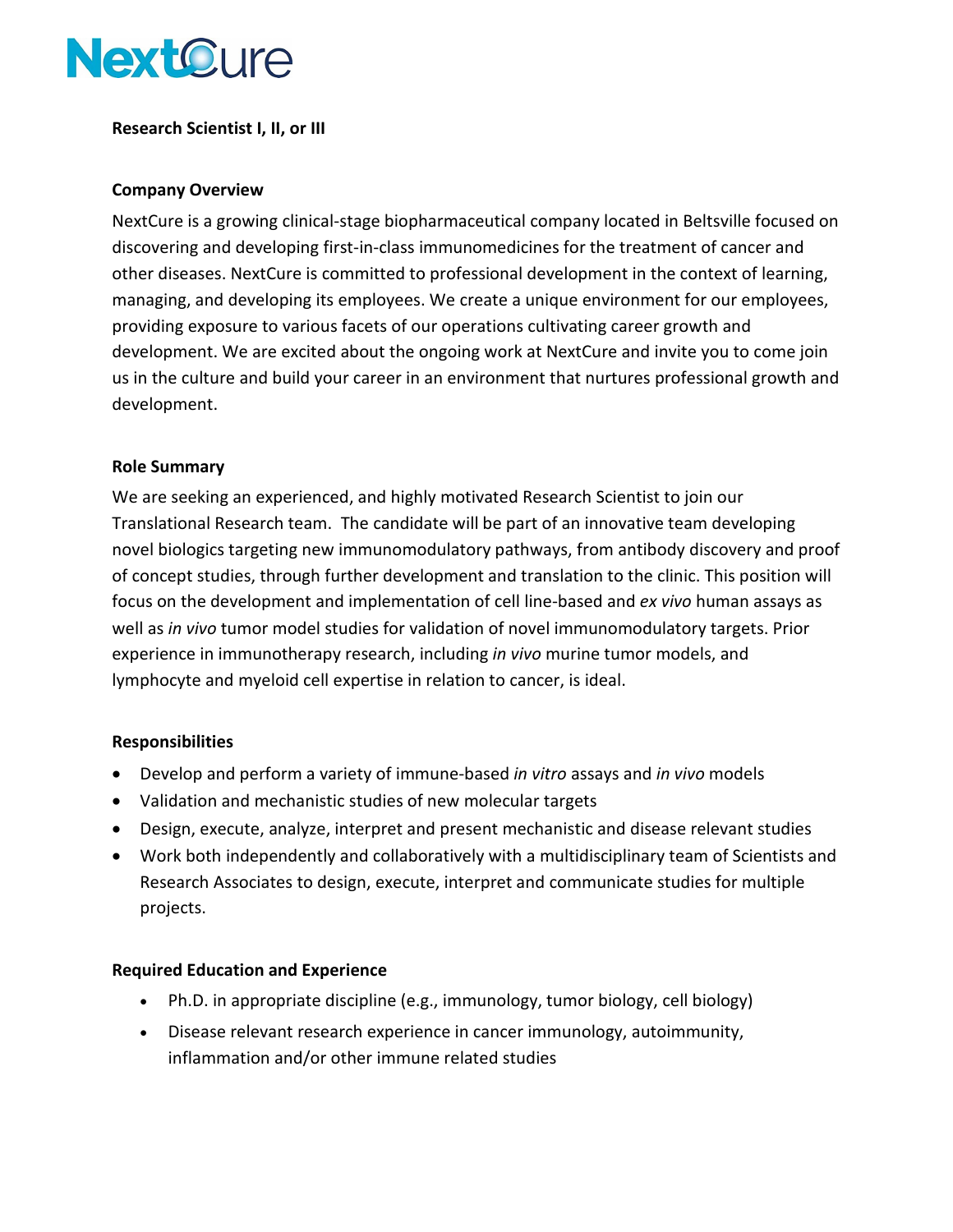NextCure

**Research Scientist I, II, or III**

**Company Overview**

NextCure is a growing clinical-stage biopharmaceutical company located in Beltsville focused on discovering and developing first-in-class immunomedicines for the treatment of cancer and other diseases. NextCure is committed to professional development in the context of learning, managing, and developing its employees. We create a unique environment for our employees, providing exposure to various facets of our operations cultivating career growth and development. We are excited about the ongoing work at NextCure and invite you to come join us in the culture and build your career in an environment that nurtures professional growth and development.

**Role Summary**

We are seeking an experienced, and highly motivated Research Scientist to join our Translational Research team. The candidate will be part of an innovative team developing novel biologics targeting new immunomodulatory pathways, from antibody discovery and proof of concept studies, through further development and translation to the clinic. This position will focus on the development and implementation of cell line-based and *ex vivo* human assays as well as *in vivo* tumor model studies for validation of novel immunomodulatory targets. Prior experience in immunotherapy research, including *in vivo* murine tumor models, and lymphocyte and myeloid cell expertise in relation to cancer, is ideal.

**Responsibilities**

- Develop and perform a variety of immune-based *in vitro* assays and *in vivo* models
- Validation and mechanistic studies of new molecular targets
- Design, execute, analyze, interpret and present mechanistic and disease relevant studies
- Work both independently and collaboratively with a multidisciplinary team of Scientists and Research Associates to design, execute, interpret and communicate studies for multiple projects.

**Required Education and Experience**

- Ph.D. in appropriate discipline (e.g., immunology, tumor biology, cell biology)
- Disease relevant research experience in cancer immunology, autoimmunity, inflammation and/or other immune related studies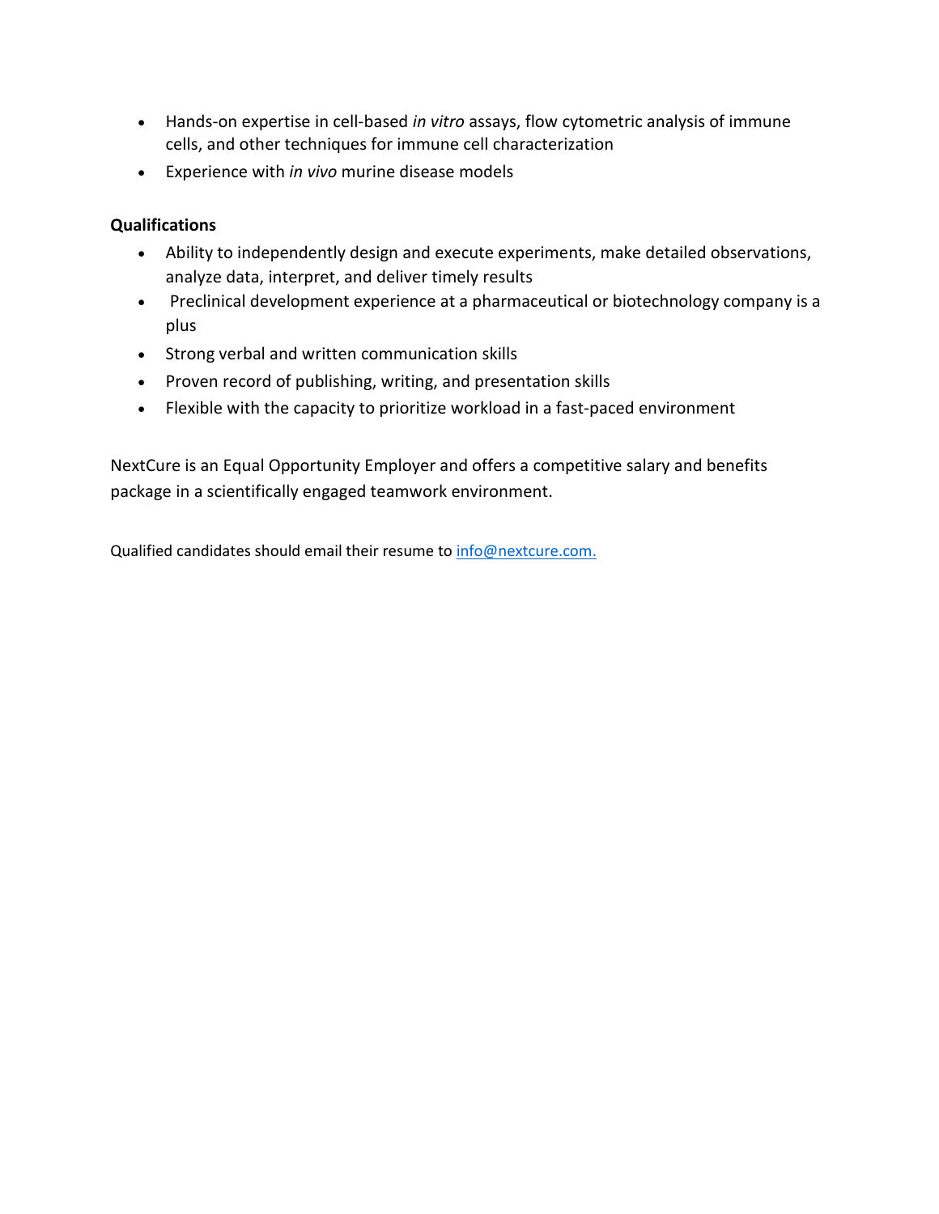- Hands-on expertise in cell-based *in vitro* assays, flow cytometric analysis of immune cells, and other techniques for immune cell characterization
- Experience with *in vivo* murine disease models

**Qualifications**

- Ability to independently design and execute experiments, make detailed observations, analyze data, interpret, and deliver timely results
- Preclinical development experience at a pharmaceutical or biotechnology company is a plus
- Strong verbal and written communication skills
- Proven record of publishing, writing, and presentation skills
- Flexible with the capacity to prioritize workload in a fast-paced environment

NextCure is an Equal Opportunity Employer and offers a competitive salary and benefits package in a scientifically engaged teamwork environment.

Qualified candidates should email their resume to [info@nextcure.com.](mailto:info@nextcure.com)